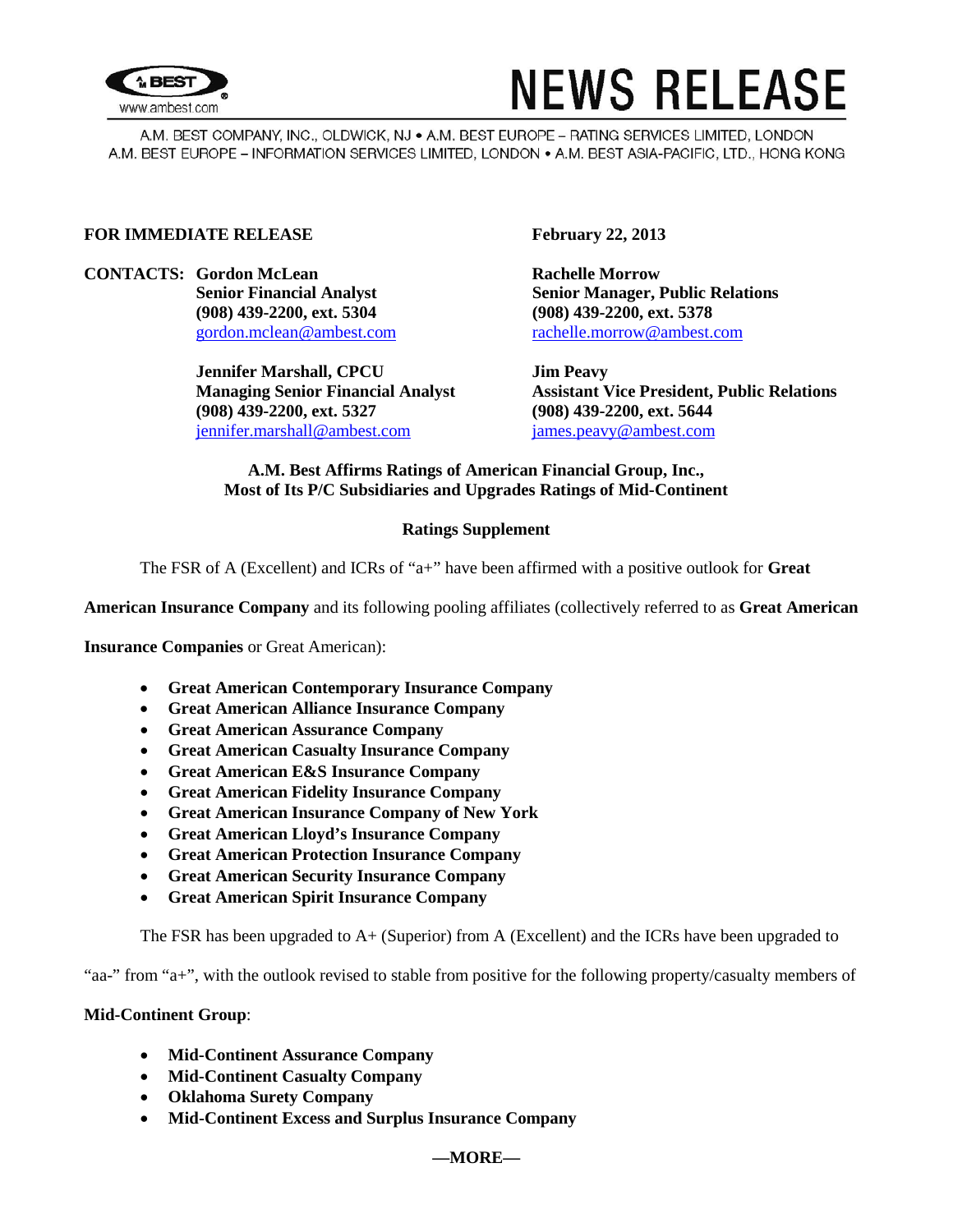# NEWS RELEASE

A.M. BEST COMPANY, INC., OLDWICK, NJ • A.M. BEST EUROPE – RATING SERVICES LIMITED, LONDON
A.M. BEST EUROPE – INFORMATION SERVICES LIMITED, LONDON • A.M. BEST ASIA-PACIFIC, LTD., HONG KONG

**FOR IMMEDIATE RELEASE** **February 22, 2013**

**CONTACTS:**

**Gordon McLean**
**Senior Financial Analyst**
**(908) 439-2200, ext. 5304**
gordon.mclean@ambest.com

**Jennifer Marshall, CPCU**
**Managing Senior Financial Analyst**
**(908) 439-2200, ext. 5327**
jennifer.marshall@ambest.com

**Rachelle Morrow**
**Senior Manager, Public Relations**
**(908) 439-2200, ext. 5378**
rachelle.morrow@ambest.com

**Jim Peavy**
**Assistant Vice President, Public Relations**
**(908) 439-2200, ext. 5644**
james.peavy@ambest.com

**A.M. Best Affirms Ratings of American Financial Group, Inc., Most of Its P/C Subsidiaries and Upgrades Ratings of Mid-Continent**

**Ratings Supplement**

The FSR of A (Excellent) and ICRs of "a+" have been affirmed with a positive outlook for **Great American Insurance Company** and its following pooling affiliates (collectively referred to as **Great American Insurance Companies** or Great American):

- **Great American Contemporary Insurance Company**
- **Great American Alliance Insurance Company**
- **Great American Assurance Company**
- **Great American Casualty Insurance Company**
- **Great American E&S Insurance Company**
- **Great American Fidelity Insurance Company**
- **Great American Insurance Company of New York**
- **Great American Lloyd's Insurance Company**
- **Great American Protection Insurance Company**
- **Great American Security Insurance Company**
- **Great American Spirit Insurance Company**

The FSR has been upgraded to A+ (Superior) from A (Excellent) and the ICRs have been upgraded to "aa-" from "a+", with the outlook revised to stable from positive for the following property/casualty members of **Mid-Continent Group**:

- **Mid-Continent Assurance Company**
- **Mid-Continent Casualty Company**
- **Oklahoma Surety Company**
- **Mid-Continent Excess and Surplus Insurance Company**

**—MORE—**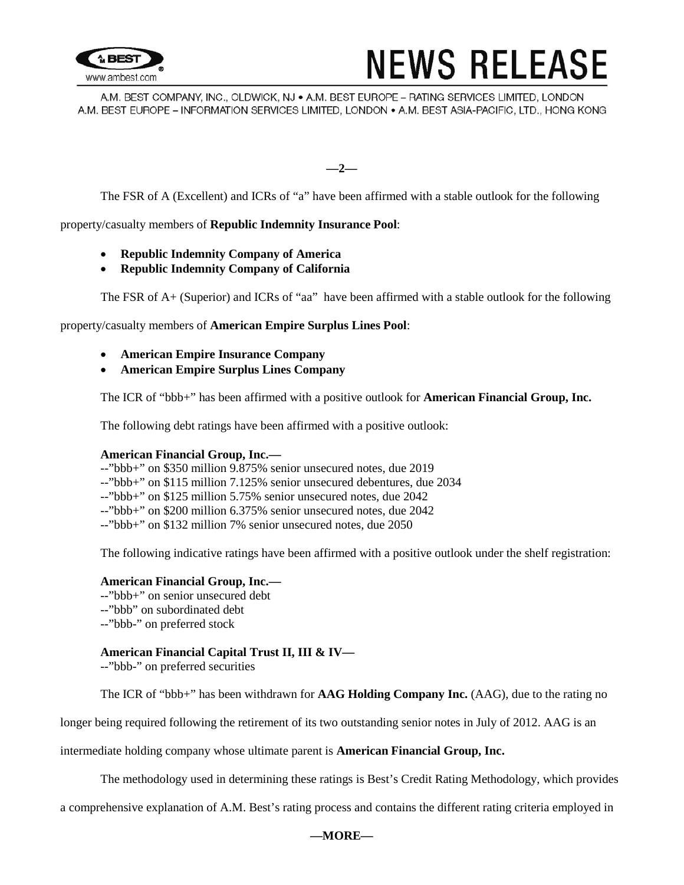The FSR of A (Excellent) and ICRs of "a" have been affirmed with a stable outlook for the following property/casualty members of **Republic Indemnity Insurance Pool**:

- **Republic Indemnity Company of America**
- **Republic Indemnity Company of California**

The FSR of A+ (Superior) and ICRs of "aa" have been affirmed with a stable outlook for the following property/casualty members of **American Empire Surplus Lines Pool**:

- **American Empire Insurance Company**
- **American Empire Surplus Lines Company**

The ICR of "bbb+" has been affirmed with a positive outlook for **American Financial Group, Inc.**

The following debt ratings have been affirmed with a positive outlook:

**American Financial Group, Inc.—**
--"bbb+" on $350 million 9.875% senior unsecured notes, due 2019
--"bbb+" on $115 million 7.125% senior unsecured debentures, due 2034
--"bbb+" on $125 million 5.75% senior unsecured notes, due 2042
--"bbb+" on $200 million 6.375% senior unsecured notes, due 2042
--"bbb+" on $132 million 7% senior unsecured notes, due 2050

The following indicative ratings have been affirmed with a positive outlook under the shelf registration:

**American Financial Group, Inc.—**
--"bbb+" on senior unsecured debt
--"bbb" on subordinated debt
--"bbb-" on preferred stock

**American Financial Capital Trust II, III & IV—**
--"bbb-" on preferred securities

The ICR of "bbb+" has been withdrawn for **AAG Holding Company Inc.** (AAG), due to the rating no longer being required following the retirement of its two outstanding senior notes in July of 2012. AAG is an intermediate holding company whose ultimate parent is **American Financial Group, Inc.**

The methodology used in determining these ratings is Best's Credit Rating Methodology, which provides a comprehensive explanation of A.M. Best's rating process and contains the different rating criteria employed in

—MORE—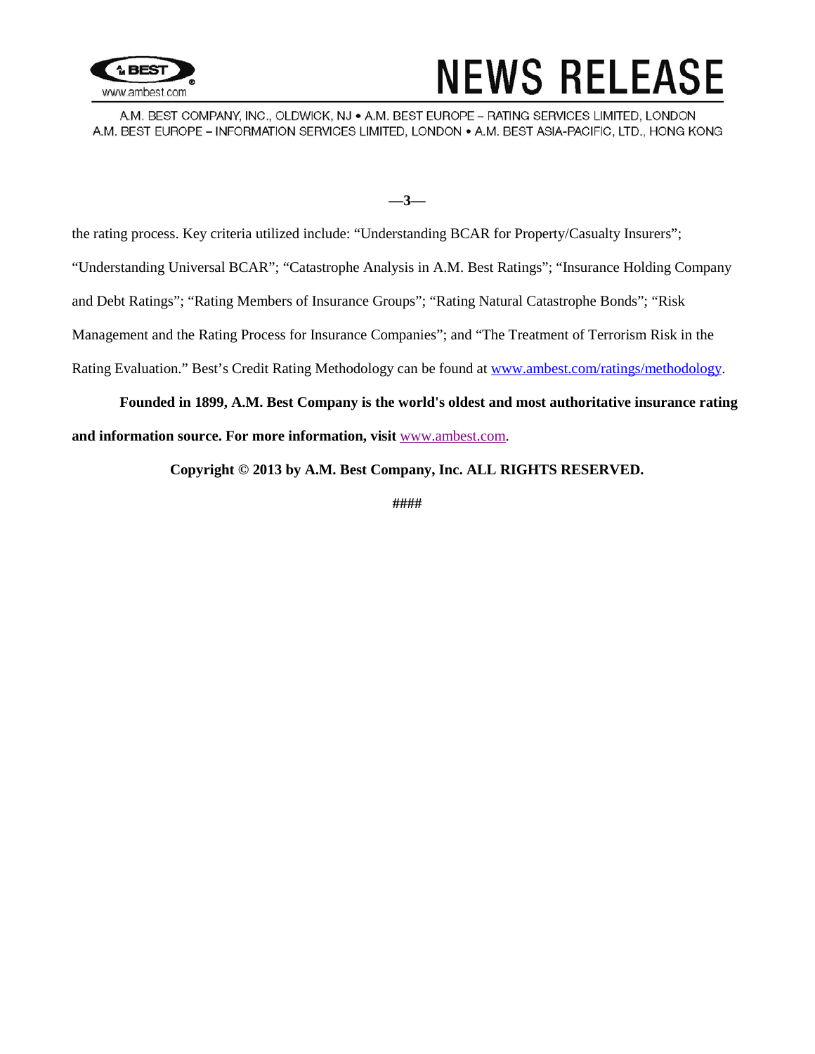the rating process. Key criteria utilized include: “Understanding BCAR for Property/Casualty Insurers”; “Understanding Universal BCAR”; “Catastrophe Analysis in A.M. Best Ratings”; “Insurance Holding Company and Debt Ratings”; “Rating Members of Insurance Groups”; “Rating Natural Catastrophe Bonds”; “Risk Management and the Rating Process for Insurance Companies”; and “The Treatment of Terrorism Risk in the Rating Evaluation.” Best’s Credit Rating Methodology can be found at www.ambest.com/ratings/methodology.

**Founded in 1899, A.M. Best Company is the world's oldest and most authoritative insurance rating and information source. For more information, visit** www.ambest.com.

**Copyright © 2013 by A.M. Best Company, Inc. ALL RIGHTS RESERVED.**

**####**